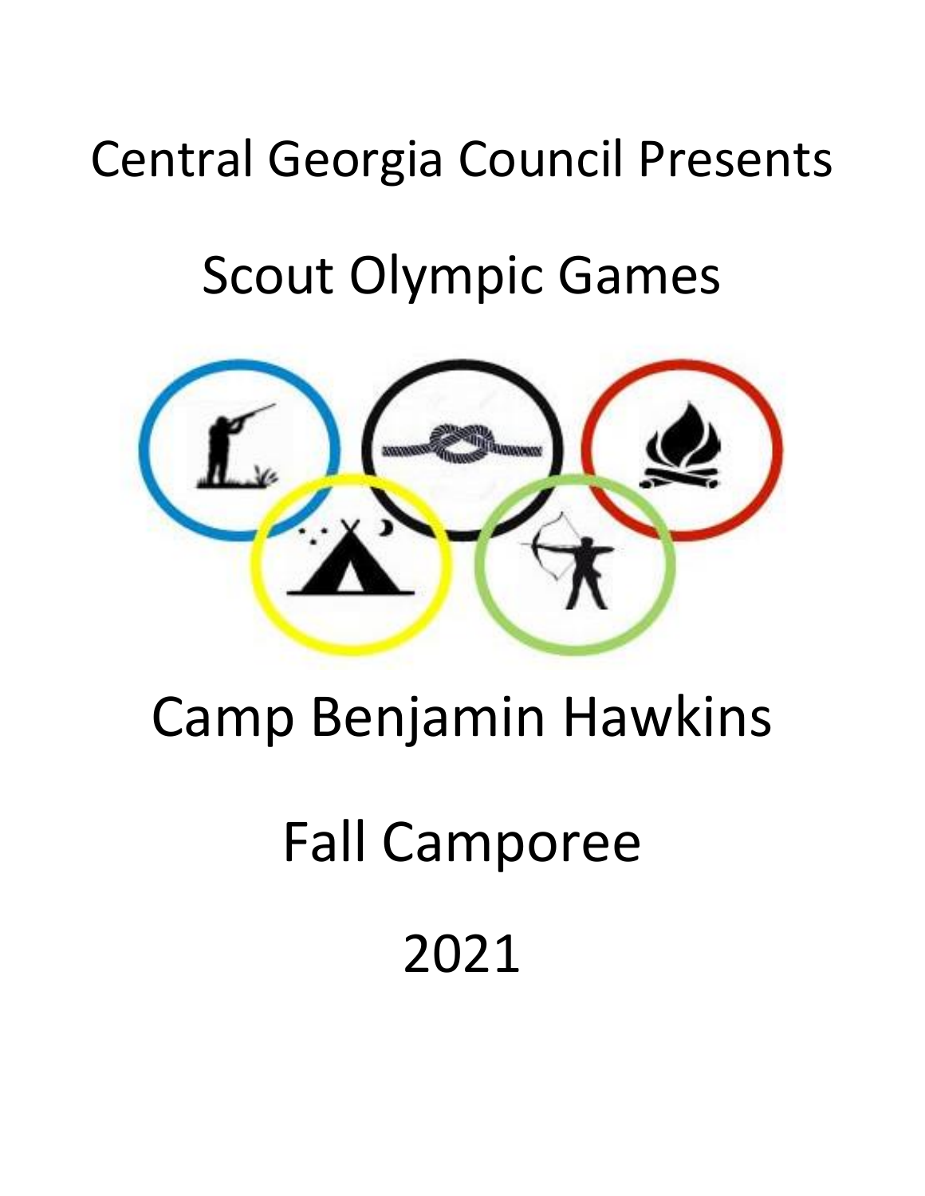# Central Georgia Council Presents

# Scout Olympic Games

# Camp Benjamin Hawkins

# Fall Camporee

# 2021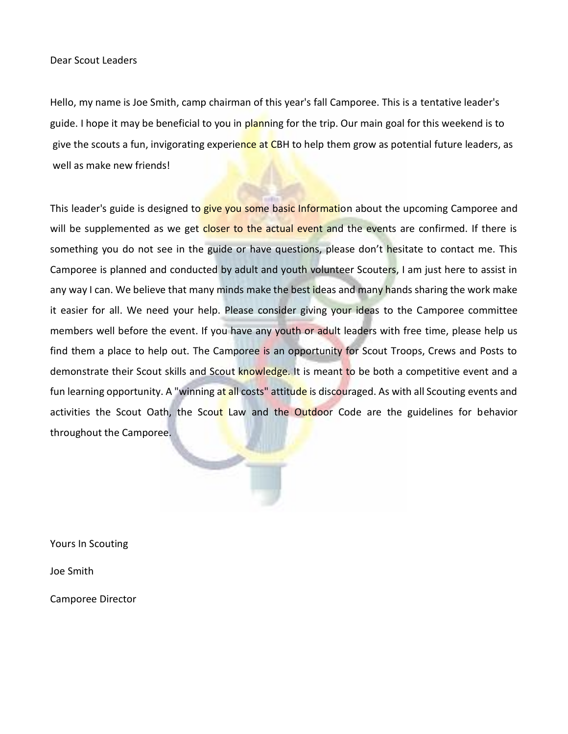Dear Scout Leaders

Hello, my name is Joe Smith, camp chairman of this year's fall Camporee. This is a tentative leader's guide. I hope it may be beneficial to you in planning for the trip. Our main goal for this weekend is to give the scouts a fun, invigorating experience at CBH to help them grow as potential future leaders, as well as make new friends!

This leader's guide is designed to give you some basic Information about the upcoming Camporee and will be supplemented as we get closer to the actual event and the events are confirmed. If there is something you do not see in the guide or have questions, please don't hesitate to contact me. This Camporee is planned and conducted by adult and youth volunteer Scouters, I am just here to assist in any way I can. We believe that many minds make the best ideas and many hands sharing the work make it easier for all. We need your help. Please consider giving your ideas to the Camporee committee members well before the event. If you have any youth or adult leaders with free time, please help us find them a place to help out. The Camporee is an opportunity for Scout Troops, Crews and Posts to demonstrate their Scout skills and Scout knowledge. It is meant to be both a competitive event and a fun learning opportunity. A "winning at all costs" attitude is discouraged. As with all Scouting events and activities the Scout Oath, the Scout Law and the Outdoor Code are the guidelines for behavior throughout the Camporee.

Yours In Scouting

Joe Smith

Camporee Director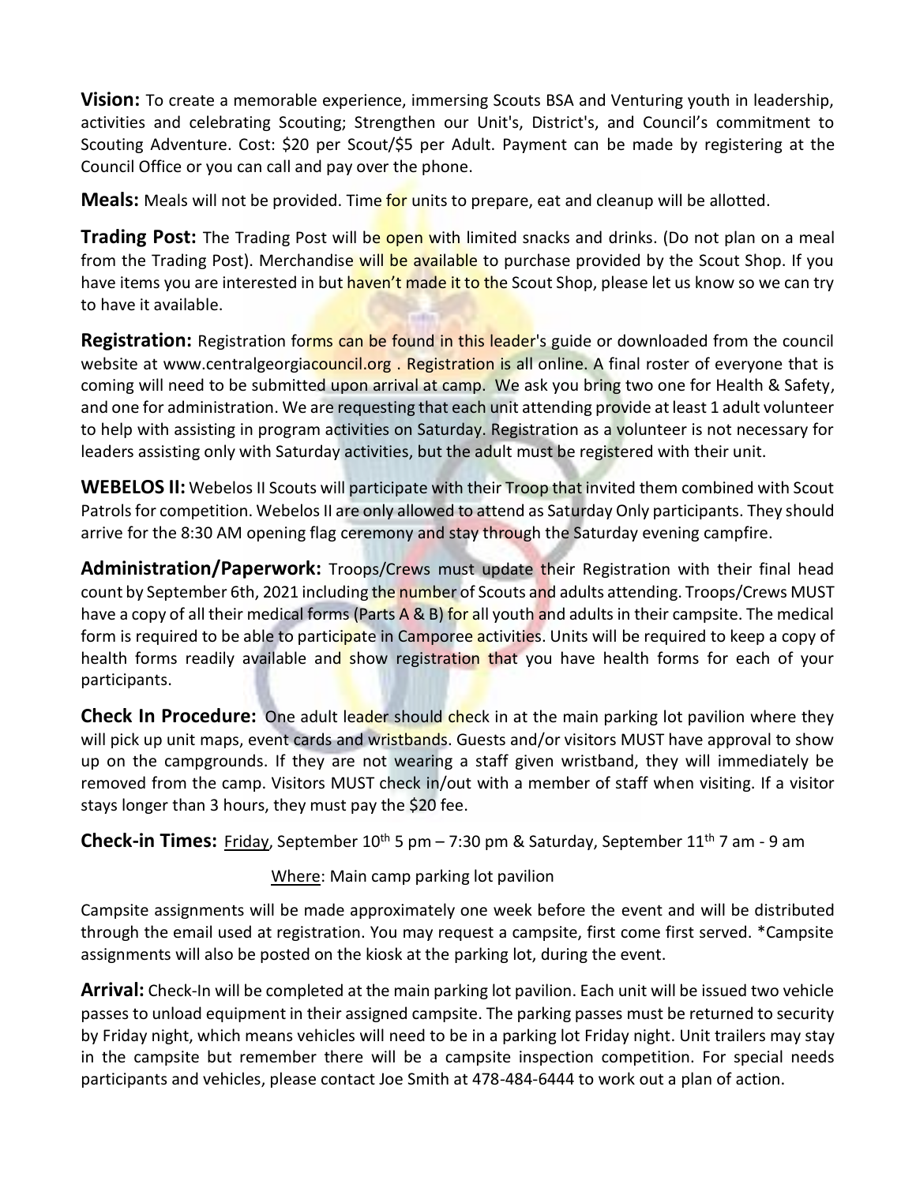**Vision:** To create a memorable experience, immersing Scouts BSA and Venturing youth in leadership, activities and celebrating Scouting; Strengthen our Unit's, District's, and Council's commitment to Scouting Adventure. Cost: $20 per Scout/$5 per Adult. Payment can be made by registering at the Council Office or you can call and pay over the phone.

**Meals:** Meals will not be provided. Time for units to prepare, eat and cleanup will be allotted.

**Trading Post:** The Trading Post will be open with limited snacks and drinks. (Do not plan on a meal from the Trading Post). Merchandise will be available to purchase provided by the Scout Shop. If you have items you are interested in but haven't made it to the Scout Shop, please let us know so we can try to have it available.

**Registration:** Registration forms can be found in this leader's guide or downloaded from the council website at www.centralgeorgiacouncil.org . Registration is all online. A final roster of everyone that is coming will need to be submitted upon arrival at camp. We ask you bring two one for Health & Safety, and one for administration. We are requesting that each unit attending provide at least 1 adult volunteer to help with assisting in program activities on Saturday. Registration as a volunteer is not necessary for leaders assisting only with Saturday activities, but the adult must be registered with their unit.

**WEBELOS II:** Webelos II Scouts will participate with their Troop that invited them combined with Scout Patrols for competition. Webelos II are only allowed to attend as Saturday Only participants. They should arrive for the 8:30 AM opening flag ceremony and stay through the Saturday evening campfire.

**Administration/Paperwork:** Troops/Crews must update their Registration with their final head count by September 6th, 2021 including the number of Scouts and adults attending. Troops/Crews MUST have a copy of all their medical forms (Parts A & B) for all youth and adults in their campsite. The medical form is required to be able to participate in Camporee activities. Units will be required to keep a copy of health forms readily available and show registration that you have health forms for each of your participants.

**Check In Procedure:** One adult leader should check in at the main parking lot pavilion where they will pick up unit maps, event cards and wristbands. Guests and/or visitors MUST have approval to show up on the campgrounds. If they are not wearing a staff given wristband, they will immediately be removed from the camp. Visitors MUST check in/out with a member of staff when visiting. If a visitor stays longer than 3 hours, they must pay the $20 fee.

**Check-in Times:** Friday, September 10th 5 pm – 7:30 pm & Saturday, September 11th 7 am - 9 am

Where: Main camp parking lot pavilion

Campsite assignments will be made approximately one week before the event and will be distributed through the email used at registration. You may request a campsite, first come first served. *Campsite assignments will also be posted on the kiosk at the parking lot, during the event.

**Arrival:** Check-In will be completed at the main parking lot pavilion. Each unit will be issued two vehicle passes to unload equipment in their assigned campsite. The parking passes must be returned to security by Friday night, which means vehicles will need to be in a parking lot Friday night. Unit trailers may stay in the campsite but remember there will be a campsite inspection competition. For special needs participants and vehicles, please contact Joe Smith at 478-484-6444 to work out a plan of action.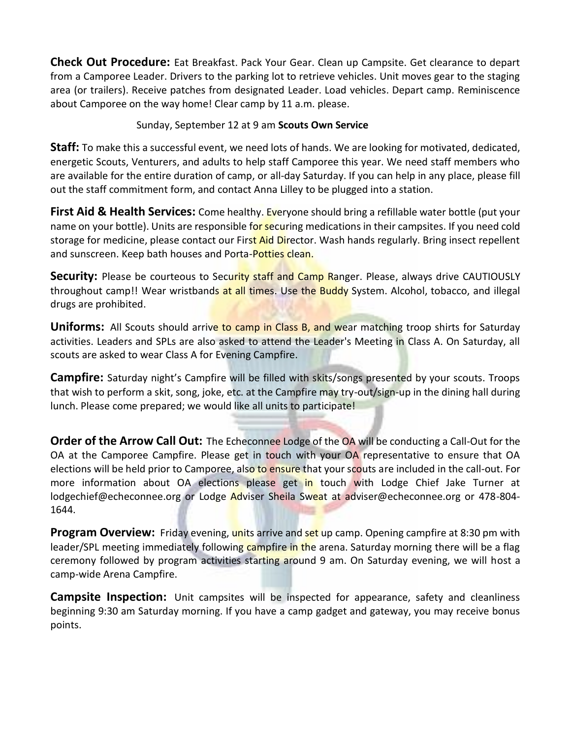**Check Out Procedure:** Eat Breakfast. Pack Your Gear. Clean up Campsite. Get clearance to depart from a Camporee Leader. Drivers to the parking lot to retrieve vehicles. Unit moves gear to the staging area (or trailers). Receive patches from designated Leader. Load vehicles. Depart camp. Reminiscence about Camporee on the way home! Clear camp by 11 a.m. please.

Sunday, September 12 at 9 am **Scouts Own Service**

**Staff:** To make this a successful event, we need lots of hands. We are looking for motivated, dedicated, energetic Scouts, Venturers, and adults to help staff Camporee this year. We need staff members who are available for the entire duration of camp, or all-day Saturday. If you can help in any place, please fill out the staff commitment form, and contact Anna Lilley to be plugged into a station.

**First Aid & Health Services:** Come healthy. Everyone should bring a refillable water bottle (put your name on your bottle). Units are responsible for securing medications in their campsites. If you need cold storage for medicine, please contact our First Aid Director. Wash hands regularly. Bring insect repellent and sunscreen. Keep bath houses and Porta-Potties clean.

**Security:** Please be courteous to Security staff and Camp Ranger. Please, always drive CAUTIOUSLY throughout camp!! Wear wristbands at all times. Use the Buddy System. Alcohol, tobacco, and illegal drugs are prohibited.

**Uniforms:** All Scouts should arrive to camp in Class B, and wear matching troop shirts for Saturday activities. Leaders and SPLs are also asked to attend the Leader's Meeting in Class A. On Saturday, all scouts are asked to wear Class A for Evening Campfire.

**Campfire:** Saturday night's Campfire will be filled with skits/songs presented by your scouts. Troops that wish to perform a skit, song, joke, etc. at the Campfire may try-out/sign-up in the dining hall during lunch. Please come prepared; we would like all units to participate!

**Order of the Arrow Call Out:** The Echeconnee Lodge of the OA will be conducting a Call-Out for the OA at the Camporee Campfire. Please get in touch with your OA representative to ensure that OA elections will be held prior to Camporee, also to ensure that your scouts are included in the call-out. For more information about OA elections please get in touch with Lodge Chief Jake Turner at lodgechief@echeconnee.org or Lodge Adviser Sheila Sweat at adviser@echeconnee.org or 478-804-1644.

**Program Overview:** Friday evening, units arrive and set up camp. Opening campfire at 8:30 pm with leader/SPL meeting immediately following campfire in the arena. Saturday morning there will be a flag ceremony followed by program activities starting around 9 am. On Saturday evening, we will host a camp-wide Arena Campfire.

**Campsite Inspection:** Unit campsites will be inspected for appearance, safety and cleanliness beginning 9:30 am Saturday morning. If you have a camp gadget and gateway, you may receive bonus points.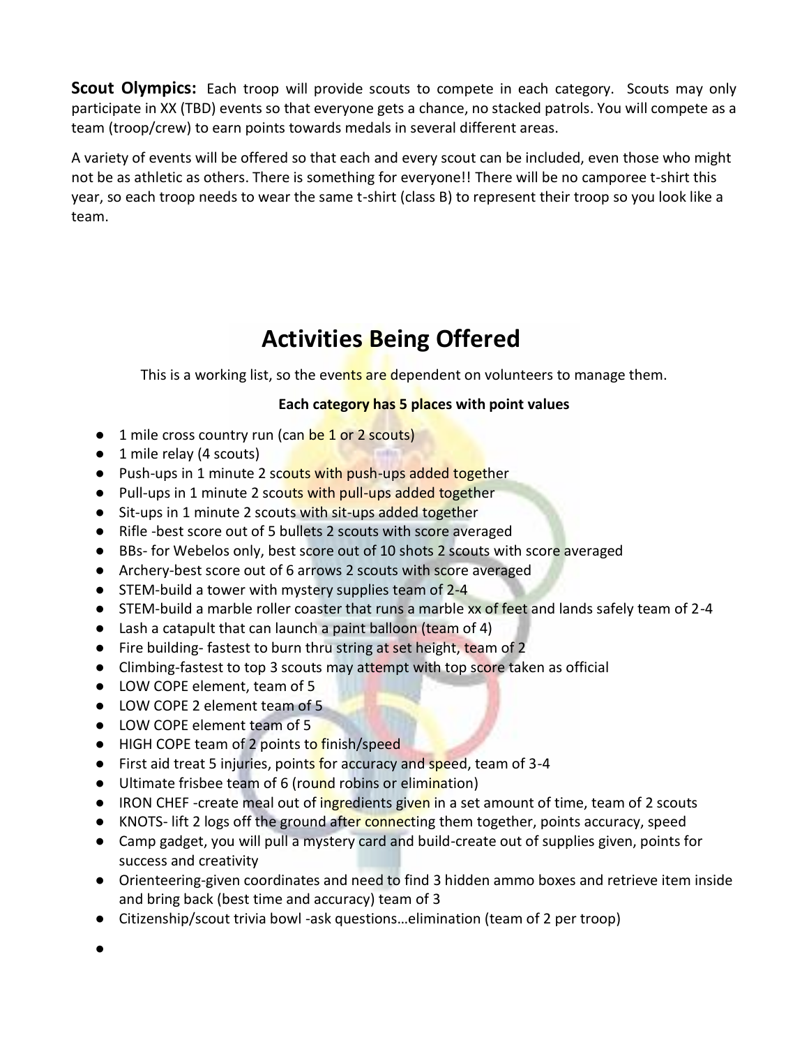**Scout Olympics:** Each troop will provide scouts to compete in each category. Scouts may only participate in XX (TBD) events so that everyone gets a chance, no stacked patrols. You will compete as a team (troop/crew) to earn points towards medals in several different areas.

A variety of events will be offered so that each and every scout can be included, even those who might not be as athletic as others. There is something for everyone!! There will be no camporee t-shirt this year, so each troop needs to wear the same t-shirt (class B) to represent their troop so you look like a team.

# Activities Being Offered

This is a working list, so the events are dependent on volunteers to manage them.

**Each category has 5 places with point values**

- 1 mile cross country run (can be 1 or 2 scouts)
- 1 mile relay (4 scouts)
- Push-ups in 1 minute 2 scouts with push-ups added together
- Pull-ups in 1 minute 2 scouts with pull-ups added together
- Sit-ups in 1 minute 2 scouts with sit-ups added together
- Rifle -best score out of 5 bullets 2 scouts with score averaged
- BBs- for Webelos only, best score out of 10 shots 2 scouts with score averaged
- Archery-best score out of 6 arrows 2 scouts with score averaged
- STEM-build a tower with mystery supplies team of 2-4
- STEM-build a marble roller coaster that runs a marble xx of feet and lands safely team of 2-4
- Lash a catapult that can launch a paint balloon (team of 4)
- Fire building- fastest to burn thru string at set height, team of 2
- Climbing-fastest to top 3 scouts may attempt with top score taken as official
- LOW COPE element, team of 5
- LOW COPE 2 element team of 5
- LOW COPE element team of 5
- HIGH COPE team of 2 points to finish/speed
- First aid treat 5 injuries, points for accuracy and speed, team of 3-4
- Ultimate frisbee team of 6 (round robins or elimination)
- IRON CHEF -create meal out of ingredients given in a set amount of time, team of 2 scouts
- KNOTS- lift 2 logs off the ground after connecting them together, points accuracy, speed
- Camp gadget, you will pull a mystery card and build-create out of supplies given, points for success and creativity
- Orienteering-given coordinates and need to find 3 hidden ammo boxes and retrieve item inside and bring back (best time and accuracy) team of 3
- Citizenship/scout trivia bowl -ask questions…elimination (team of 2 per troop)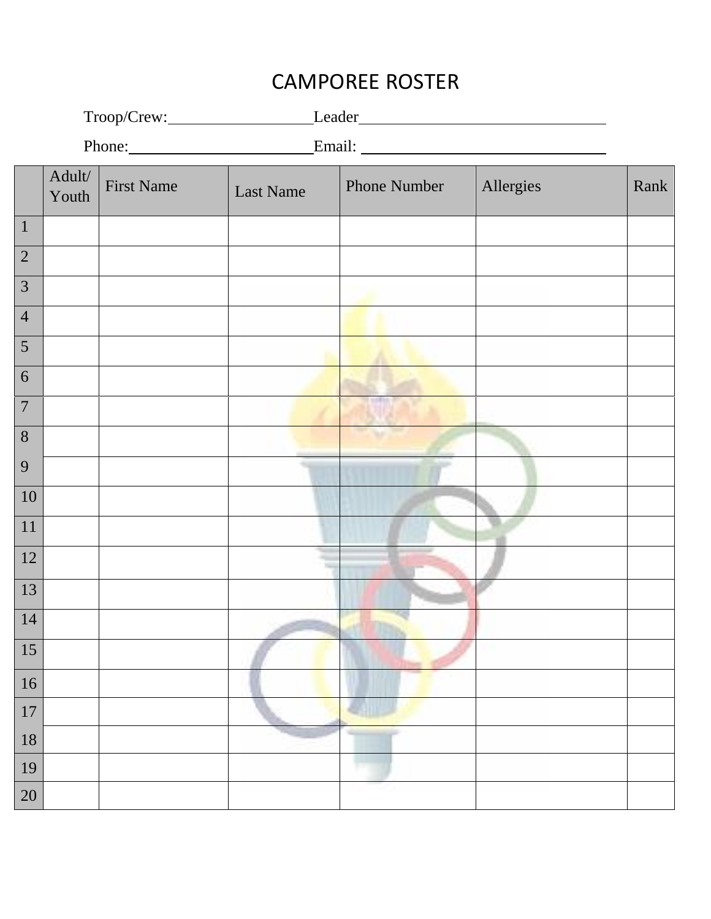# CAMPOREE ROSTER

Troop/Crew:\_\_\_\_\_\_\_\_\_\_\_\_\_\_\_\_\_\_ Leader\_\_\_\_\_\_\_\_\_\_\_\_\_\_\_\_\_\_\_\_\_\_\_\_\_\_\_\_\_\_\_\_

Phone:\_\_\_\_\_\_\_\_\_\_\_\_\_\_\_\_\_\_\_\_\_\_\_\_ Email: \_\_\_\_\_\_\_\_\_\_\_\_\_\_\_\_\_\_\_\_\_\_\_\_\_\_\_\_\_\_\_\_

| | Adult/ Youth | First Name | Last Name | Phone Number | Allergies | Rank |
|---|---|---|---|---|---|---|
| 1 | | | | | | |
| 2 | | | | | | |
| 3 | | | | | | |
| 4 | | | | | | |
| 5 | | | | | | |
| 6 | | | | | | |
| 7 | | | | | | |
| 8 | | | | | | |
| 9 | | | | | | |
| 10 | | | | | | |
| 11 | | | | | | |
| 12 | | | | | | |
| 13 | | | | | | |
| 14 | | | | | | |
| 15 | | | | | | |
| 16 | | | | | | |
| 17 | | | | | | |
| 18 | | | | | | |
| 19 | | | | | | |
| 20 | | | | | | |